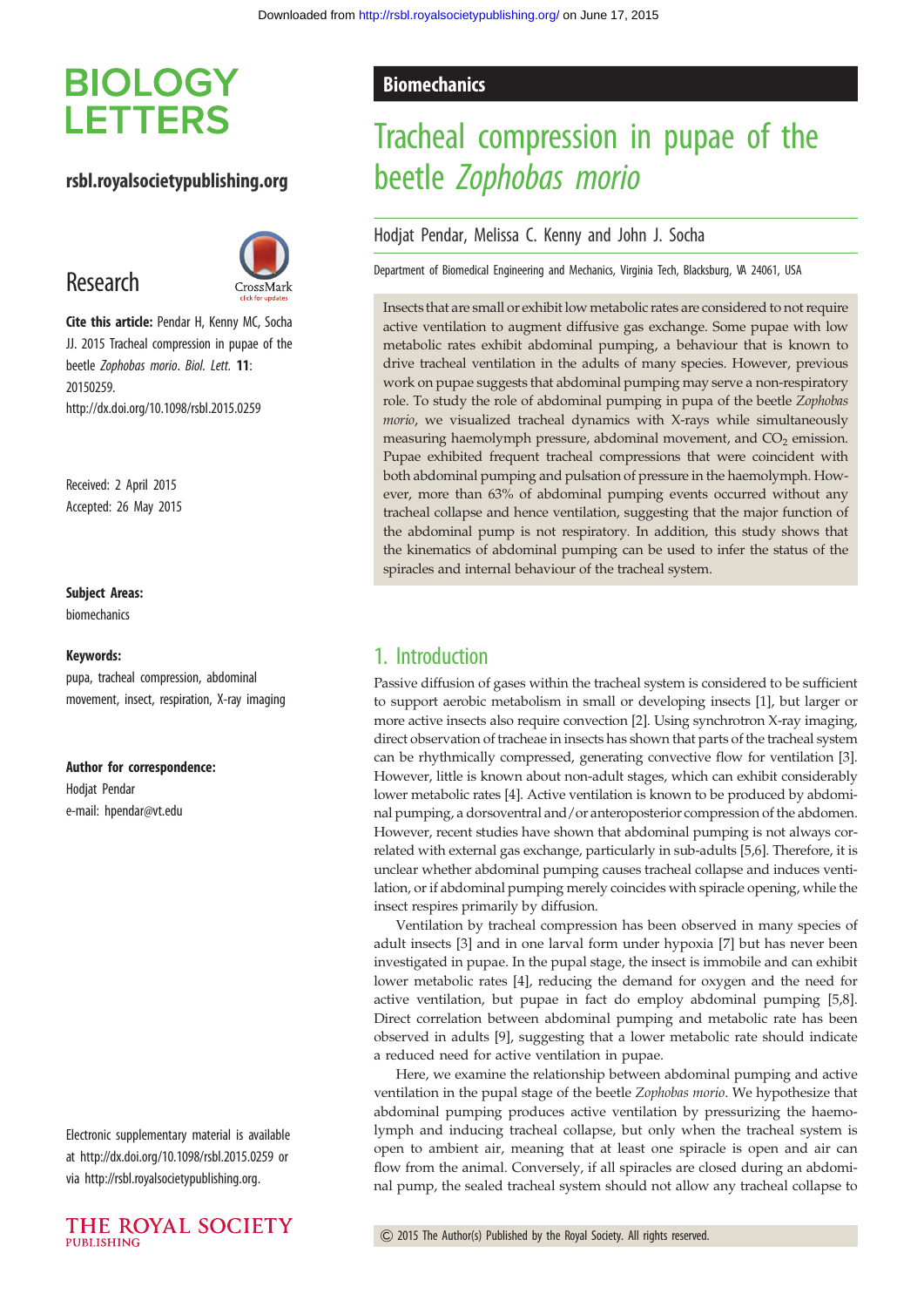# BIOLOGY LETTERS

**rsbl.royalsocietypublishing.org**

## Research

**Cite this article:** Pendar H, Kenny MC, Socha JJ. 2015 Tracheal compression in pupae of the beetle *Zophobas morio*. *Biol. Lett.* **11**: 20150259.
http://dx.doi.org/10.1098/rsbl.2015.0259

Received: 2 April 2015
Accepted: 26 May 2015

**Subject Areas:**
biomechanics

**Keywords:**
pupa, tracheal compression, abdominal movement, insect, respiration, X-ray imaging

**Author for correspondence:**
Hodjat Pendar
e-mail: hpendar@vt.edu

Electronic supplementary material is available at http://dx.doi.org/10.1098/rsbl.2015.0259 or via http://rsbl.royalsocietypublishing.org.

**Biomechanics**

# Tracheal compression in pupae of the beetle *Zophobas morio*

Hodjat Pendar, Melissa C. Kenny and John J. Socha

Department of Biomedical Engineering and Mechanics, Virginia Tech, Blacksburg, VA 24061, USA

Insects that are small or exhibit low metabolic rates are considered to not require active ventilation to augment diffusive gas exchange. Some pupae with low metabolic rates exhibit abdominal pumping, a behaviour that is known to drive tracheal ventilation in the adults of many species. However, previous work on pupae suggests that abdominal pumping may serve a non-respiratory role. To study the role of abdominal pumping in pupa of the beetle *Zophobas morio*, we visualized tracheal dynamics with X-rays while simultaneously measuring haemolymph pressure, abdominal movement, and $CO_2$ emission. Pupae exhibited frequent tracheal compressions that were coincident with both abdominal pumping and pulsation of pressure in the haemolymph. However, more than 63% of abdominal pumping events occurred without any tracheal collapse and hence ventilation, suggesting that the major function of the abdominal pump is not respiratory. In addition, this study shows that the kinematics of abdominal pumping can be used to infer the status of the spiracles and internal behaviour of the tracheal system.

## 1. Introduction

Passive diffusion of gases within the tracheal system is considered to be sufficient to support aerobic metabolism in small or developing insects [1], but larger or more active insects also require convection [2]. Using synchrotron X-ray imaging, direct observation of tracheae in insects has shown that parts of the tracheal system can be rhythmically compressed, generating convective flow for ventilation [3]. However, little is known about non-adult stages, which can exhibit considerably lower metabolic rates [4]. Active ventilation is known to be produced by abdominal pumping, a dorsoventral and/or anteroposterior compression of the abdomen. However, recent studies have shown that abdominal pumping is not always correlated with external gas exchange, particularly in sub-adults [5,6]. Therefore, it is unclear whether abdominal pumping causes tracheal collapse and induces ventilation, or if abdominal pumping merely coincides with spiracle opening, while the insect respires primarily by diffusion.

Ventilation by tracheal compression has been observed in many species of adult insects [3] and in one larval form under hypoxia [7] but has never been investigated in pupae. In the pupal stage, the insect is immobile and can exhibit lower metabolic rates [4], reducing the demand for oxygen and the need for active ventilation, but pupae in fact do employ abdominal pumping [5,8]. Direct correlation between abdominal pumping and metabolic rate has been observed in adults [9], suggesting that a lower metabolic rate should indicate a reduced need for active ventilation in pupae.

Here, we examine the relationship between abdominal pumping and active ventilation in the pupal stage of the beetle *Zophobas morio*. We hypothesize that abdominal pumping produces active ventilation by pressurizing the haemolymph and inducing tracheal collapse, but only when the tracheal system is open to ambient air, meaning that at least one spiracle is open and air can flow from the animal. Conversely, if all spiracles are closed during an abdominal pump, the sealed tracheal system should not allow any tracheal collapse to

© 2015 The Author(s) Published by the Royal Society. All rights reserved.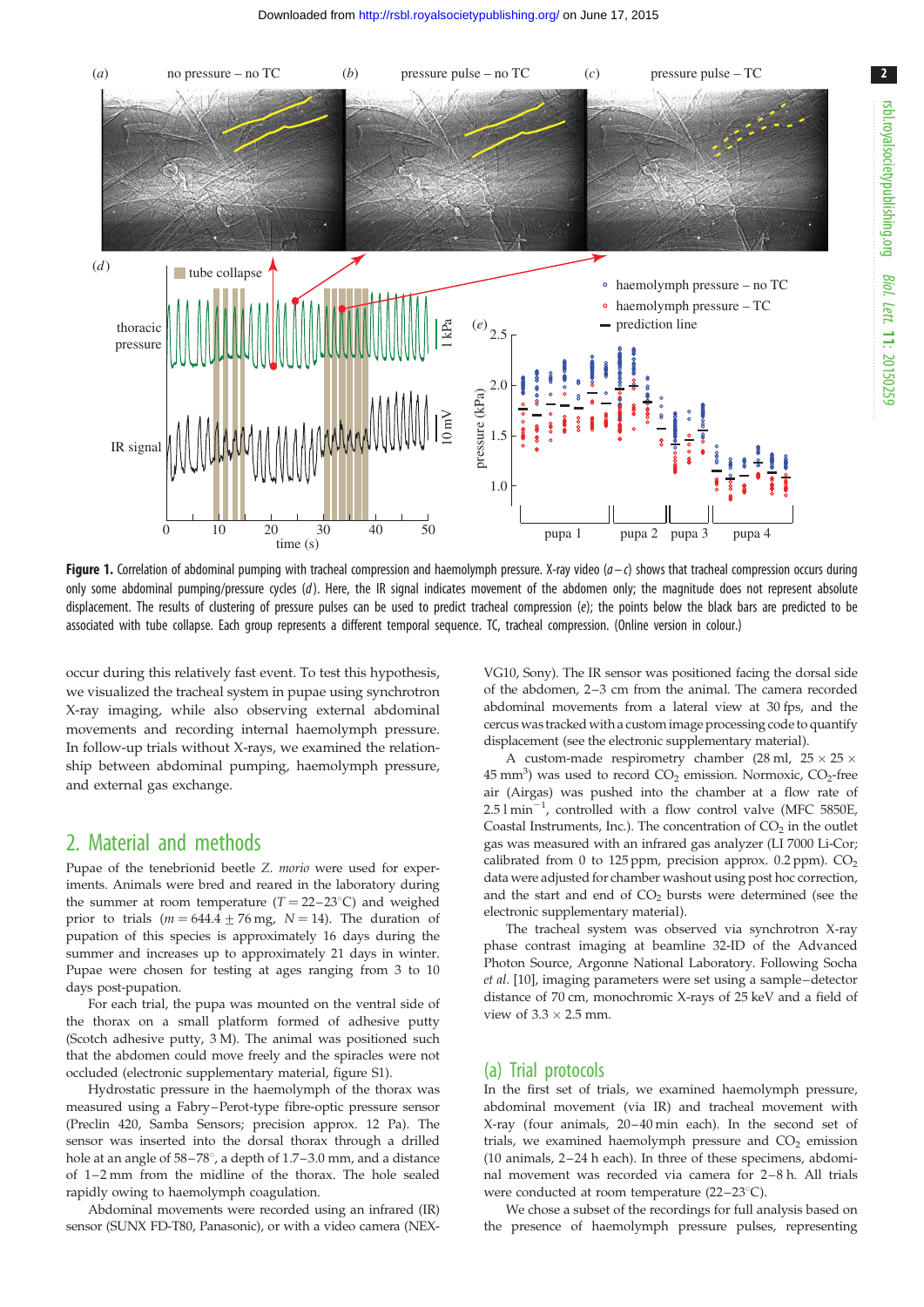**Figure 1.** Correlation of abdominal pumping with tracheal compression and haemolymph pressure. X-ray video (*a*–*c*) shows that tracheal compression occurs during only some abdominal pumping/pressure cycles (*d*). Here, the IR signal indicates movement of the abdomen only; the magnitude does not represent absolute displacement. The results of clustering of pressure pulses can be used to predict tracheal compression (*e*); the points below the black bars are predicted to be associated with tube collapse. Each group represents a different temporal sequence. TC, tracheal compression. (Online version in colour.)

occur during this relatively fast event. To test this hypothesis, we visualized the tracheal system in pupae using synchrotron X-ray imaging, while also observing external abdominal movements and recording internal haemolymph pressure. In follow-up trials without X-rays, we examined the relationship between abdominal pumping, haemolymph pressure, and external gas exchange.

## 2. Material and methods

Pupae of the tenebrionid beetle *Z. morio* were used for experiments. Animals were bred and reared in the laboratory during the summer at room temperature ($T = 22$–$23°$C) and weighed prior to trials ($m = 644.4 \pm 76$ mg, $N = 14$). The duration of pupation of this species is approximately 16 days during the summer and increases up to approximately 21 days in winter. Pupae were chosen for testing at ages ranging from 3 to 10 days post-pupation.

For each trial, the pupa was mounted on the ventral side of the thorax on a small platform formed of adhesive putty (Scotch adhesive putty, 3 M). The animal was positioned such that the abdomen could move freely and the spiracles were not occluded (electronic supplementary material, figure S1).

Hydrostatic pressure in the haemolymph of the thorax was measured using a Fabry–Perot-type fibre-optic pressure sensor (Preclin 420, Samba Sensors; precision approx. 12 Pa). The sensor was inserted into the dorsal thorax through a drilled hole at an angle of 58–78°, a depth of 1.7–3.0 mm, and a distance of 1–2 mm from the midline of the thorax. The hole sealed rapidly owing to haemolymph coagulation.

Abdominal movements were recorded using an infrared (IR) sensor (SUNX FD-T80, Panasonic), or with a video camera (NEX-VG10, Sony). The IR sensor was positioned facing the dorsal side of the abdomen, 2–3 cm from the animal. The camera recorded abdominal movements from a lateral view at 30 fps, and the cercus was tracked with a custom image processing code to quantify displacement (see the electronic supplementary material).

A custom-made respirometry chamber (28 ml, $25 \times 25 \times 45$ mm$^3$) was used to record $CO_2$ emission. Normoxic, $CO_2$-free air (Airgas) was pushed into the chamber at a flow rate of 2.5 l min$^{-1}$, controlled with a flow control valve (MFC 5850E, Coastal Instruments, Inc.). The concentration of $CO_2$ in the outlet gas was measured with an infrared gas analyzer (LI 7000 Li-Cor; calibrated from 0 to 125 ppm, precision approx. 0.2 ppm). $CO_2$ data were adjusted for chamber washout using post hoc correction, and the start and end of $CO_2$ bursts were determined (see the electronic supplementary material).

The tracheal system was observed via synchrotron X-ray phase contrast imaging at beamline 32-ID of the Advanced Photon Source, Argonne National Laboratory. Following Socha *et al.* [10], experimental parameters were set using a sample–detector distance of 70 cm, monochromatic X-rays of 25 keV and a field of view of $3.3 \times 2.5$ mm.

### (a) Trial protocols

In the first set of trials, we examined haemolymph pressure, abdominal movement (via IR) and tracheal movement with X-ray (four animals, 20–40 min each). In the second set of trials, we examined haemolymph pressure and $CO_2$ emission (10 animals, 2–24 h each). In three of these specimens, abdominal movement was recorded via camera for 2–8 h. All trials were conducted at room temperature (22–23°C).

We chose a subset of the recordings for full analysis based on the presence of haemolymph pressure pulses, representing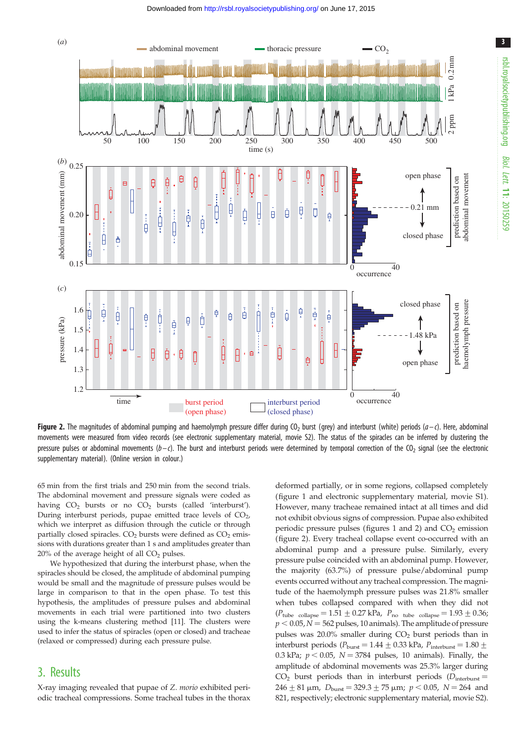**Figure 2.** The magnitudes of abdominal pumping and haemolymph pressure differ during $CO_2$ burst (grey) and interburst (white) periods (*a–c*). Here, abdominal movements were measured from video records (see electronic supplementary material, movie S2). The status of the spiracles can be inferred by clustering the pressure pulses or abdominal movements (*b–c*). The burst and interburst periods were determined by temporal correction of the $CO_2$ signal (see the electronic supplementary material). (Online version in colour.)

65 min from the first trials and 250 min from the second trials. The abdominal movement and pressure signals were coded as having $CO_2$ bursts or no $CO_2$ bursts (called 'interburst'). During interburst periods, pupae emitted trace levels of $CO_2$, which we interpret as diffusion through the cuticle or through partially closed spiracles. $CO_2$ bursts were defined as $CO_2$ emissions with durations greater than 1 s and amplitudes greater than 20% of the average height of all $CO_2$ pulses.

We hypothesized that during the interburst phase, when the spiracles should be closed, the amplitude of abdominal pumping would be small and the magnitude of pressure pulses would be large in comparison to that in the open phase. To test this hypothesis, the amplitudes of pressure pulses and abdominal movements in each trial were partitioned into two clusters using the k-means clustering method [11]. The clusters were used to infer the status of spiracles (open or closed) and tracheae (relaxed or compressed) during each pressure pulse.

## 3. Results

X-ray imaging revealed that pupae of *Z. morio* exhibited periodic tracheal compressions. Some tracheal tubes in the thorax deformed partially, or in some regions, collapsed completely (figure 1 and electronic supplementary material, movie S1). However, many tracheae remained intact at all times and did not exhibit obvious signs of compression. Pupae also exhibited periodic pressure pulses (figures 1 and 2) and $CO_2$ emission (figure 2). Every tracheal collapse event co-occurred with an abdominal pump and a pressure pulse. Similarly, every pressure pulse coincided with an abdominal pump. However, the majority (63.7%) of pressure pulse/abdominal pump events occurred without any tracheal compression. The magnitude of the haemolymph pressure pulses was 21.8% smaller when tubes collapsed compared with when they did not ($P_{\text{tube collapse}} = 1.51 \pm 0.27$ kPa, $P_{\text{no tube collapse}} = 1.93 \pm 0.36$; $p < 0.05$, $N = 562$ pulses, 10 animals). The amplitude of pressure pulses was 20.0% smaller during $CO_2$ burst periods than in interburst periods ($P_{\text{burst}} = 1.44 \pm 0.33$ kPa, $P_{\text{interburst}} = 1.80 \pm 0.3$ kPa; $p < 0.05$, $N = 3784$ pulses, 10 animals). Finally, the amplitude of abdominal movements was 25.3% larger during $CO_2$ burst periods than in interburst periods ($D_{\text{interburst}} = 246 \pm 81$ µm, $D_{\text{burst}} = 329.3 \pm 75$ µm; $p < 0.05$, $N = 264$ and 821, respectively; electronic supplementary material, movie S2).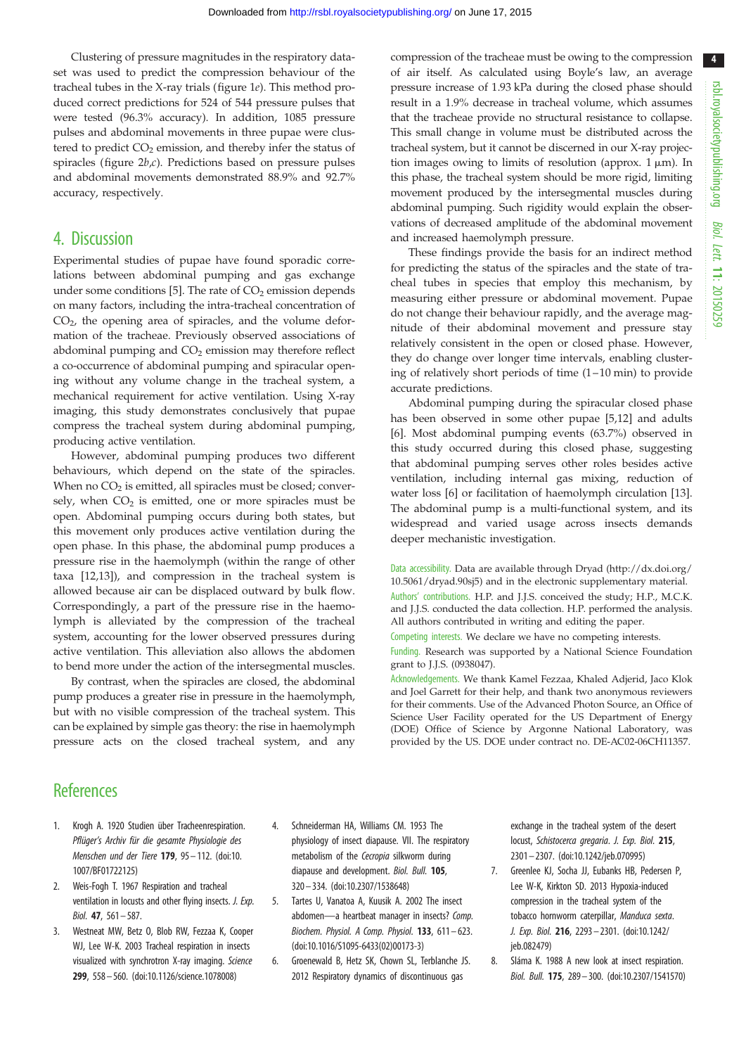Clustering of pressure magnitudes in the respiratory dataset was used to predict the compression behaviour of the tracheal tubes in the X-ray trials (figure 1*e*). This method produced correct predictions for 524 of 544 pressure pulses that were tested (96.3% accuracy). In addition, 1085 pressure pulses and abdominal movements in three pupae were clustered to predict $CO_2$ emission, and thereby infer the status of spiracles (figure 2*b*,*c*). Predictions based on pressure pulses and abdominal movements demonstrated 88.9% and 92.7% accuracy, respectively.

## 4. Discussion

Experimental studies of pupae have found sporadic correlations between abdominal pumping and gas exchange under some conditions [5]. The rate of $CO_2$ emission depends on many factors, including the intra-tracheal concentration of $CO_2$, the opening area of spiracles, and the volume deformation of the tracheae. Previously observed associations of abdominal pumping and $CO_2$ emission may therefore reflect a co-occurrence of abdominal pumping and spiracular opening without any volume change in the tracheal system, a mechanical requirement for active ventilation. Using X-ray imaging, this study demonstrates conclusively that pupae compress the tracheal system during abdominal pumping, producing active ventilation.

However, abdominal pumping produces two different behaviours, which depend on the state of the spiracles. When no $CO_2$ is emitted, all spiracles must be closed; conversely, when $CO_2$ is emitted, one or more spiracles must be open. Abdominal pumping occurs during both states, but this movement only produces active ventilation during the open phase. In this phase, the abdominal pump produces a pressure rise in the haemolymph (within the range of other taxa [12,13]), and compression in the tracheal system is allowed because air can be displaced outward by bulk flow. Correspondingly, a part of the pressure rise in the haemolymph is alleviated by the compression of the tracheal system, accounting for the lower observed pressures during active ventilation. This alleviation also allows the abdomen to bend more under the action of the intersegmental muscles.

By contrast, when the spiracles are closed, the abdominal pump produces a greater rise in pressure in the haemolymph, but with no visible compression of the tracheal system. This can be explained by simple gas theory: the rise in haemolymph pressure acts on the closed tracheal system, and any compression of the tracheae must be owing to the compression of air itself. As calculated using Boyle's law, an average pressure increase of 1.93 kPa during the closed phase should result in a 1.9% decrease in tracheal volume, which assumes that the tracheae provide no structural resistance to collapse. This small change in volume must be distributed across the tracheal system, but it cannot be discerned in our X-ray projection images owing to limits of resolution (approx. 1 µm). In this phase, the tracheal system should be more rigid, limiting movement produced by the intersegmental muscles during abdominal pumping. Such rigidity would explain the observations of decreased amplitude of the abdominal movement and increased haemolymph pressure.

These findings provide the basis for an indirect method for predicting the status of the spiracles and the state of tracheal tubes in species that employ this mechanism, by measuring either pressure or abdominal movement. Pupae do not change their behaviour rapidly, and the average magnitude of their abdominal movement and pressure stay relatively consistent in the open or closed phase. However, they do change over longer time intervals, enabling clustering of relatively short periods of time (1–10 min) to provide accurate predictions.

Abdominal pumping during the spiracular closed phase has been observed in some other pupae [5,12] and adults [6]. Most abdominal pumping events (63.7%) observed in this study occurred during this closed phase, suggesting that abdominal pumping serves other roles besides active ventilation, including internal gas mixing, reduction of water loss [6] or facilitation of haemolymph circulation [13]. The abdominal pump is a multi-functional system, and its widespread and varied usage across insects demands deeper mechanistic investigation.

Data accessibility. Data are available through Dryad (http://dx.doi.org/10.5061/dryad.90sj5) and in the electronic supplementary material.

Authors' contributions. H.P. and J.J.S. conceived the study; H.P., M.C.K. and J.J.S. conducted the data collection. H.P. performed the analysis. All authors contributed in writing and editing the paper.

Competing interests. We declare we have no competing interests.

Funding. Research was supported by a National Science Foundation grant to J.J.S. (0938047).

Acknowledgements. We thank Kamel Fezzaa, Khaled Adjerid, Jaco Klok and Joel Garrett for their help, and thank two anonymous reviewers for their comments. Use of the Advanced Photon Source, an Office of Science User Facility operated for the US Department of Energy (DOE) Office of Science by Argonne National Laboratory, was provided by the US. DOE under contract no. DE-AC02-06CH11357.

## References

1. Krogh A. 1920 Studien über Tracheenrespiration. *Pflüger's Archiv für die gesamte Physiologie des Menschen und der Tiere* **179**, 95–112. (doi:10.1007/BF01722125)
2. Weis-Fogh T. 1967 Respiration and tracheal ventilation in locusts and other flying insects. *J. Exp. Biol.* **47**, 561–587.
3. Westneat MW, Betz O, Blob RW, Fezzaa K, Cooper WJ, Lee W-K. 2003 Tracheal respiration in insects visualized with synchrotron X-ray imaging. *Science* **299**, 558–560. (doi:10.1126/science.1078008)
4. Schneiderman HA, Williams CM. 1953 The physiology of insect diapause. VII. The respiratory metabolism of the *Cecropia* silkworm during diapause and development. *Biol. Bull.* **105**, 320–334. (doi:10.2307/1538648)
5. Tartes U, Vanatoa A, Kuusik A. 2002 The insect abdomen—a heartbeat manager in insects? *Comp. Biochem. Physiol. A Comp. Physiol.* **133**, 611–623. (doi:10.1016/S1095-6433(02)00173-3)
6. Groenewald B, Hetz SK, Chown SL, Terblanche JS. 2012 Respiratory dynamics of discontinuous gas exchange in the tracheal system of the desert locust, *Schistocerca gregaria*. *J. Exp. Biol.* **215**, 2301–2307. (doi:10.1242/jeb.070995)
7. Greenlee KJ, Socha JJ, Eubanks HB, Pedersen P, Lee W-K, Kirkton SD. 2013 Hypoxia-induced compression in the tracheal system of the tobacco hornworm caterpillar, *Manduca sexta*. *J. Exp. Biol.* **216**, 2293–2301. (doi:10.1242/jeb.082479)
8. Sláma K. 1988 A new look at insect respiration. *Biol. Bull.* **175**, 289–300. (doi:10.2307/1541570)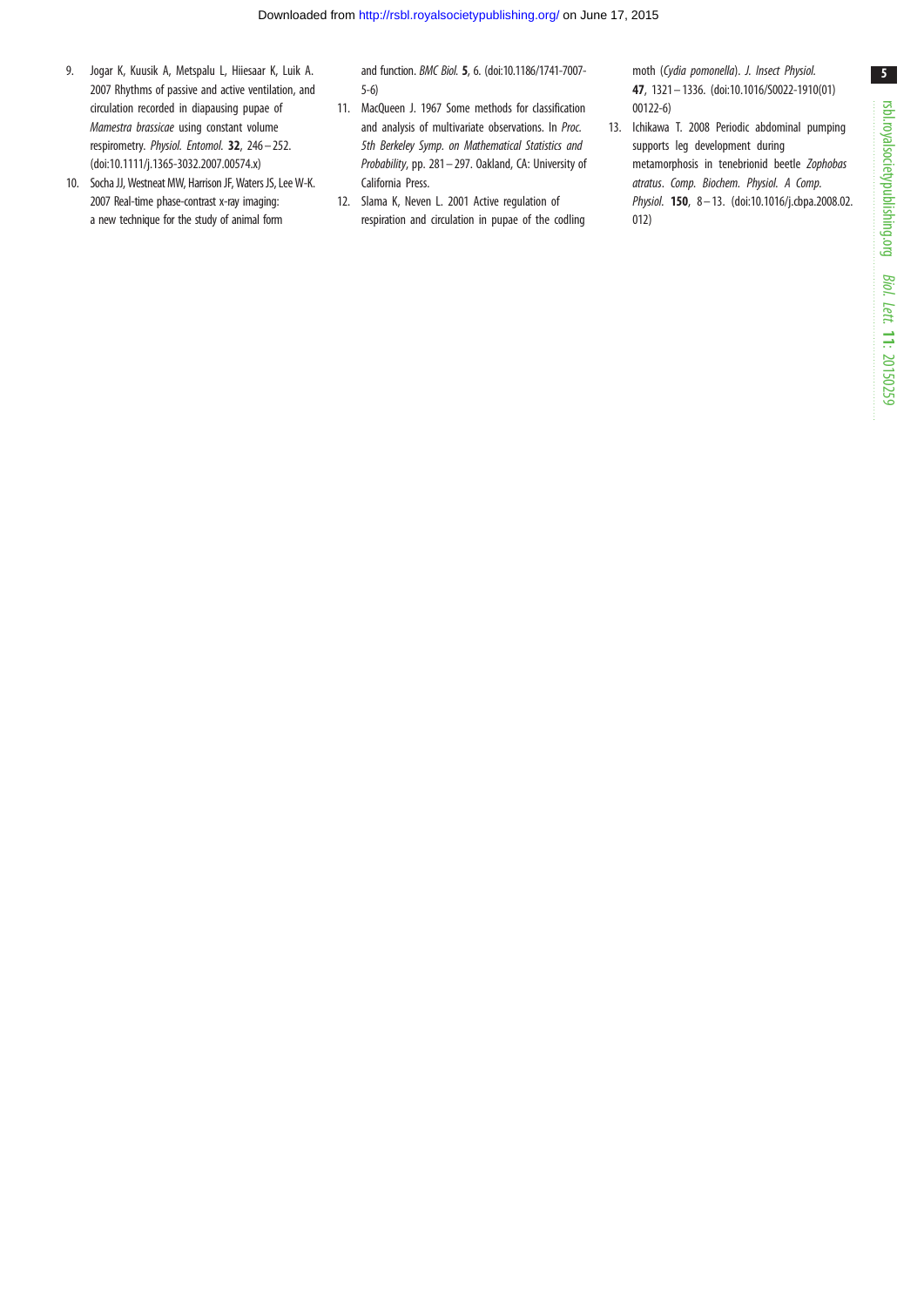9. Jogar K, Kuusik A, Metspalu L, Hiiesaar K, Luik A. 2007 Rhythms of passive and active ventilation, and circulation recorded in diapausing pupae of *Mamestra brassicae* using constant volume respirometry. *Physiol. Entomol.* **32**, 246–252. (doi:10.1111/j.1365-3032.2007.00574.x)
10. Socha JJ, Westneat MW, Harrison JF, Waters JS, Lee W-K. 2007 Real-time phase-contrast x-ray imaging: a new technique for the study of animal form and function. *BMC Biol.* **5**, 6. (doi:10.1186/1741-7007-5-6)
11. MacQueen J. 1967 Some methods for classification and analysis of multivariate observations. In *Proc. 5th Berkeley Symp. on Mathematical Statistics and Probability*, pp. 281–297. Oakland, CA: University of California Press.
12. Slama K, Neven L. 2001 Active regulation of respiration and circulation in pupae of the codling moth (*Cydia pomonella*). *J. Insect Physiol.* **47**, 1321–1336. (doi:10.1016/S0022-1910(01)00122-6)
13. Ichikawa T. 2008 Periodic abdominal pumping supports leg development during metamorphosis in tenebrionid beetle *Zophobas atratus*. *Comp. Biochem. Physiol. A Comp. Physiol.* **150**, 8–13. (doi:10.1016/j.cbpa.2008.02.012)